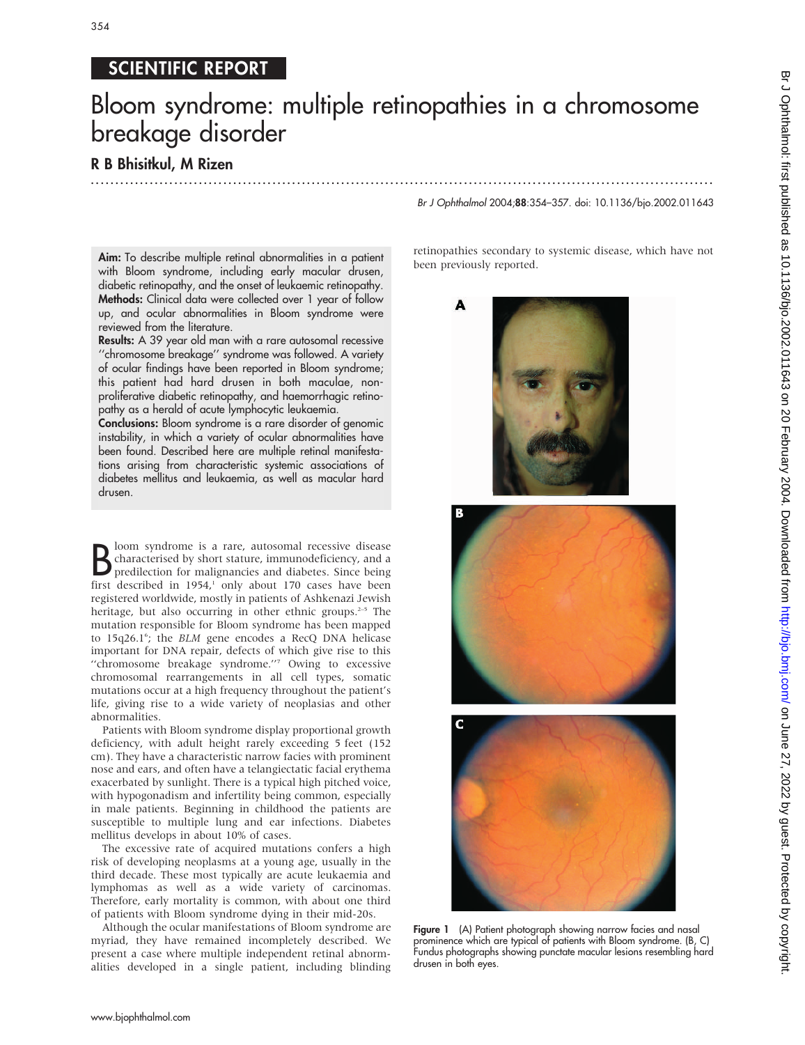SCIENTIFIC REPORT

# Bloom syndrome: multiple retinopathies in a chromosome breakage disorder

## R B Bhisitkul, M Rizen

Br J Ophthalmol 2004;88:354–357. doi: 10.1136/bjo.2002.011643

**Aim:** To describe multiple retinal abnormalities in a patient with Bloom syndrome, including early macular drusen, diabetic retinopathy, and the onset of leukaemic retinopathy.
**Methods:** Clinical data were collected over 1 year of follow up, and ocular abnormalities in Bloom syndrome were reviewed from the literature.
**Results:** A 39 year old man with a rare autosomal recessive "chromosome breakage" syndrome was followed. A variety of ocular findings have been reported in Bloom syndrome; this patient had hard drusen in both maculae, non-proliferative diabetic retinopathy, and haemorrhagic retinopathy as a herald of acute lymphocytic leukaemia.
**Conclusions:** Bloom syndrome is a rare disorder of genomic instability, in which a variety of ocular abnormalities have been found. Described here are multiple retinal manifestations arising from characteristic systemic associations of diabetes mellitus and leukaemia, as well as macular hard drusen.

Bloom syndrome is a rare, autosomal recessive disease characterised by short stature, immunodeficiency, and a predilection for malignancies and diabetes. Since being first described in 1954,[1] only about 170 cases have been registered worldwide, mostly in patients of Ashkenazi Jewish heritage, but also occurring in other ethnic groups.[2–5] The mutation responsible for Bloom syndrome has been mapped to 15q26.1[6]; the *BLM* gene encodes a RecQ DNA helicase important for DNA repair, defects of which give rise to this "chromosome breakage syndrome."[7] Owing to excessive chromosomal rearrangements in all cell types, somatic mutations occur at a high frequency throughout the patient's life, giving rise to a wide variety of neoplasias and other abnormalities.

Patients with Bloom syndrome display proportional growth deficiency, with adult height rarely exceeding 5 feet (152 cm). They have a characteristic narrow facies with prominent nose and ears, and often have a telangiectatic facial erythema exacerbated by sunlight. There is a typical high pitched voice, with hypogonadism and infertility being common, especially in male patients. Beginning in childhood the patients are susceptible to multiple lung and ear infections. Diabetes mellitus develops in about 10% of cases.

The excessive rate of acquired mutations confers a high risk of developing neoplasms at a young age, usually in the third decade. These most typically are acute leukaemia and lymphomas as well as a wide variety of carcinomas. Therefore, early mortality is common, with about one third of patients with Bloom syndrome dying in their mid-20s.

Although the ocular manifestations of Bloom syndrome are myriad, they have remained incompletely described. We present a case where multiple independent retinal abnormalities developed in a single patient, including blinding retinopathies secondary to systemic disease, which have not been previously reported.

Figure 1 (A) Patient photograph showing narrow facies and nasal prominence which are typical of patients with Bloom syndrome. (B, C) Fundus photographs showing punctate macular lesions resembling hard drusen in both eyes.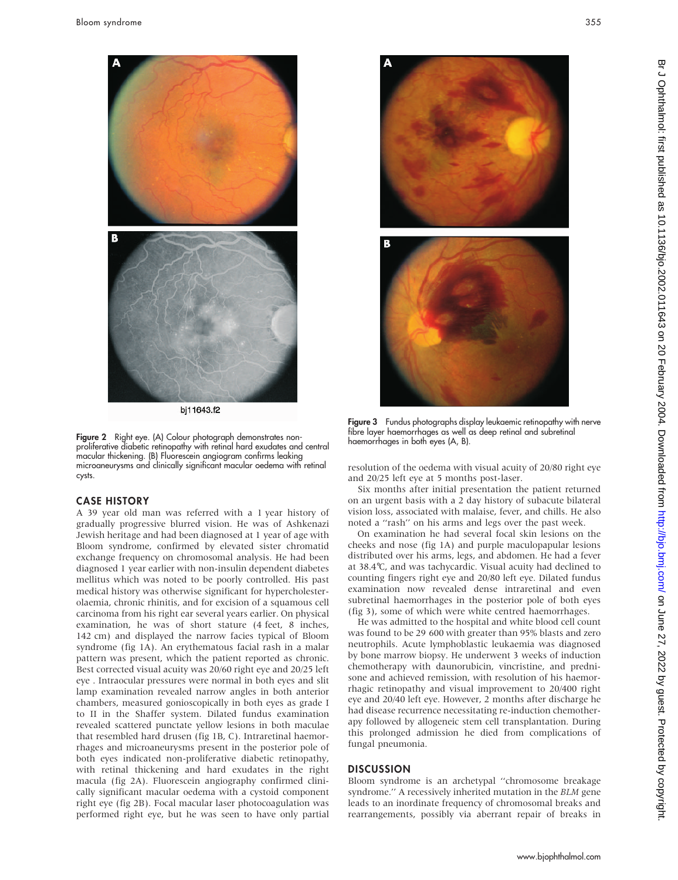Figure 2 Right eye. (A) Colour photograph demonstrates non-proliferative diabetic retinopathy with retinal hard exudates and central macular thickening. (B) Fluorescein angiogram confirms leaking microaneurysms and clinically significant macular oedema with retinal cysts.

## CASE HISTORY

A 39 year old man was referred with a 1 year history of gradually progressive blurred vision. He was of Ashkenazi Jewish heritage and had been diagnosed at 1 year of age with Bloom syndrome, confirmed by elevated sister chromatid exchange frequency on chromosomal analysis. He had been diagnosed 1 year earlier with non-insulin dependent diabetes mellitus which was noted to be poorly controlled. His past medical history was otherwise significant for hypercholesterolaemia, chronic rhinitis, and for excision of a squamous cell carcinoma from his right ear several years earlier. On physical examination, he was of short stature (4 feet, 8 inches, 142 cm) and displayed the narrow facies typical of Bloom syndrome (fig 1A). An erythematous facial rash in a malar pattern was present, which the patient reported as chronic. Best corrected visual acuity was 20/60 right eye and 20/25 left eye . Intraocular pressures were normal in both eyes and slit lamp examination revealed narrow angles in both anterior chambers, measured gonioscopically in both eyes as grade I to II in the Shaffer system. Dilated fundus examination revealed scattered punctate yellow lesions in both maculae that resembled hard drusen (fig 1B, C). Intraretinal haemorrhages and microaneurysms present in the posterior pole of both eyes indicated non-proliferative diabetic retinopathy, with retinal thickening and hard exudates in the right macula (fig 2A). Fluorescein angiography confirmed clinically significant macular oedema with a cystoid component right eye (fig 2B). Focal macular laser photocoagulation was performed right eye, but he was seen to have only partial resolution of the oedema with visual acuity of 20/80 right eye and 20/25 left eye at 5 months post-laser.

Six months after initial presentation the patient returned on an urgent basis with a 2 day history of subacute bilateral vision loss, associated with malaise, fever, and chills. He also noted a "rash" on his arms and legs over the past week.

On examination he had several focal skin lesions on the cheeks and nose (fig 1A) and purple maculopapular lesions distributed over his arms, legs, and abdomen. He had a fever at 38.4°C, and was tachycardic. Visual acuity had declined to counting fingers right eye and 20/80 left eye. Dilated fundus examination now revealed dense intraretinal and even subretinal haemorrhages in the posterior pole of both eyes (fig 3), some of which were white centred haemorrhages.

He was admitted to the hospital and white blood cell count was found to be 29 600 with greater than 95% blasts and zero neutrophils. Acute lymphoblastic leukaemia was diagnosed by bone marrow biopsy. He underwent 3 weeks of induction chemotherapy with daunorubicin, vincristine, and prednisone and achieved remission, with resolution of his haemorrhagic retinopathy and visual improvement to 20/400 right eye and 20/40 left eye. However, 2 months after discharge he had disease recurrence necessitating re-induction chemotherapy followed by allogeneic stem cell transplantation. During this prolonged admission he died from complications of fungal pneumonia.

Figure 3 Fundus photographs display leukaemic retinopathy with nerve fibre layer haemorrhages as well as deep retinal and subretinal haemorrhages in both eyes (A, B).

## DISCUSSION

Bloom syndrome is an archetypal "chromosome breakage syndrome." A recessively inherited mutation in the *BLM* gene leads to an inordinate frequency of chromosomal breaks and rearrangements, possibly via aberrant repair of breaks in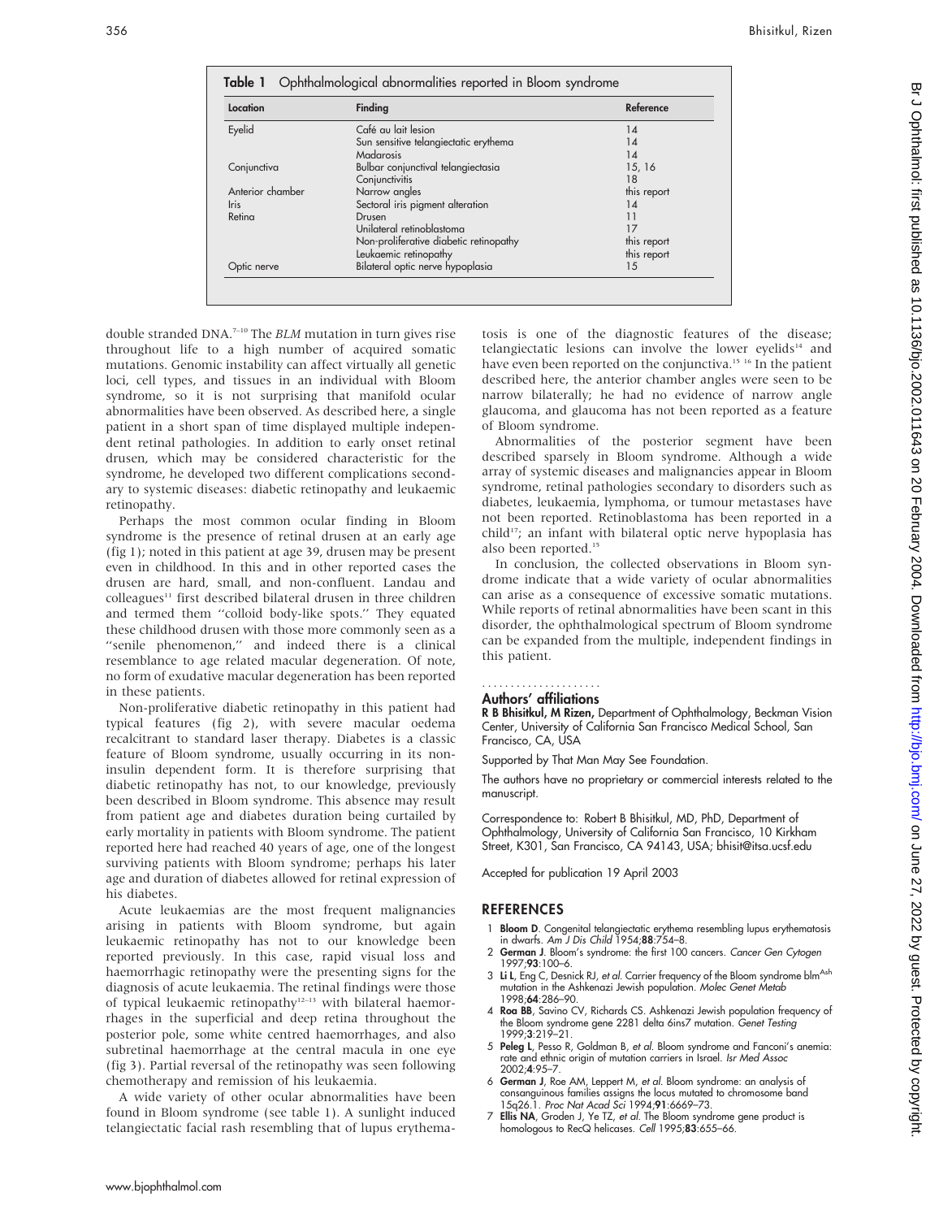**Table 1** Ophthalmological abnormalities reported in Bloom syndrome

| Location | Finding | Reference |
|---|---|---|
| Eyelid | Café au lait lesion | 14 |
| | Sun sensitive telangiectatic erythema | 14 |
| | Madarosis | 14 |
| Conjunctiva | Bulbar conjunctival telangiectasia | 15, 16 |
| | Conjunctivitis | 18 |
| Anterior chamber | Narrow angles | this report |
| Iris | Sectoral iris pigment alteration | 14 |
| Retina | Drusen | 11 |
| | Unilateral retinoblastoma | 17 |
| | Non-proliferative diabetic retinopathy | this report |
| | Leukaemic retinopathy | this report |
| Optic nerve | Bilateral optic nerve hypoplasia | 15 |

double stranded DNA.[7–10] The *BLM* mutation in turn gives rise throughout life to a high number of acquired somatic mutations. Genomic instability can affect virtually all genetic loci, cell types, and tissues in an individual with Bloom syndrome, so it is not surprising that manifold ocular abnormalities have been observed. As described here, a single patient in a short span of time displayed multiple independent retinal pathologies. In addition to early onset retinal drusen, which may be considered characteristic for the syndrome, he developed two different complications secondary to systemic diseases: diabetic retinopathy and leukaemic retinopathy.

Perhaps the most common ocular finding in Bloom syndrome is the presence of retinal drusen at an early age (fig 1); noted in this patient at age 39, drusen may be present even in childhood. In this and in other reported cases the drusen are hard, small, and non-confluent. Landau and colleagues[11] first described bilateral drusen in three children and termed them "colloid body-like spots." They equated these childhood drusen with those more commonly seen as a "senile phenomenon," and indeed there is a clinical resemblance to age related macular degeneration. Of note, no form of exudative macular degeneration has been reported in these patients.

Non-proliferative diabetic retinopathy in this patient had typical features (fig 2), with severe macular oedema recalcitrant to standard laser therapy. Diabetes is a classic feature of Bloom syndrome, usually occurring in its non-insulin dependent form. It is therefore surprising that diabetic retinopathy has not, to our knowledge, previously been described in Bloom syndrome. This absence may result from patient age and diabetes duration being curtailed by early mortality in patients with Bloom syndrome. The patient reported here had reached 40 years of age, one of the longest surviving patients with Bloom syndrome; perhaps his later age and duration of diabetes allowed for retinal expression of his diabetes.

Acute leukaemias are the most frequent malignancies arising in patients with Bloom syndrome, but again leukaemic retinopathy has not to our knowledge been reported previously. In this case, rapid visual loss and haemorrhagic retinopathy were the presenting signs for the diagnosis of acute leukaemia. The retinal findings were those of typical leukaemic retinopathy[12–13] with bilateral haemorrhages in the superficial and deep retina throughout the posterior pole, some white centred haemorrhages, and also subretinal haemorrhage at the central macula in one eye (fig 3). Partial reversal of the retinopathy was seen following chemotherapy and remission of his leukaemia.

A wide variety of other ocular abnormalities have been found in Bloom syndrome (see table 1). A sunlight induced telangiectatic facial rash resembling that of lupus erythematosis is one of the diagnostic features of the disease; telangiectatic lesions can involve the lower eyelids[14] and have even been reported on the conjunctiva.[15 16] In the patient described here, the anterior chamber angles were seen to be narrow bilaterally; he had no evidence of narrow angle glaucoma, and glaucoma has not been reported as a feature of Bloom syndrome.

Abnormalities of the posterior segment have been described sparsely in Bloom syndrome. Although a wide array of systemic diseases and malignancies appear in Bloom syndrome, retinal pathologies secondary to disorders such as diabetes, leukaemia, lymphoma, or tumour metastases have not been reported. Retinoblastoma has been reported in a child[17]; an infant with bilateral optic nerve hypoplasia has also been reported.[15]

In conclusion, the collected observations in Bloom syndrome indicate that a wide variety of ocular abnormalities can arise as a consequence of excessive somatic mutations. While reports of retinal abnormalities have been scant in this disorder, the ophthalmological spectrum of Bloom syndrome can be expanded from the multiple, independent findings in this patient.

## Authors' affiliations

**R B Bhisitkul, M Rizen,** Department of Ophthalmology, Beckman Vision Center, University of California San Francisco Medical School, San Francisco, CA, USA

Supported by That Man May See Foundation.

The authors have no proprietary or commercial interests related to the manuscript.

Correspondence to: Robert B Bhisitkul, MD, PhD, Department of Ophthalmology, University of California San Francisco, 10 Kirkham Street, K301, San Francisco, CA 94143, USA; bhisit@itsa.ucsf.edu

Accepted for publication 19 April 2003

## REFERENCES

1. **Bloom D**. Congenital telangiectatic erythema resembling lupus erythematosis in dwarfs. *Am J Dis Child* 1954;**88**:754–8.
2. **German J**. Bloom's syndrome: the first 100 cancers. *Cancer Gen Cytogen* 1997;**93**:100–6.
3. **Li L**, Eng C, Desnick RJ, *et al*. Carrier frequency of the Bloom syndrome blm[Ash] mutation in the Ashkenazi Jewish population. *Molec Genet Metab* 1998;**64**:286–90.
4. **Roa BB**, Savino CV, Richards CS. Ashkenazi Jewish population frequency of the Bloom syndrome gene 2281 delta 6ins7 mutation. *Genet Testing* 1999;**3**:219–21.
5. **Peleg L**, Pesso R, Goldman B, *et al*. Bloom syndrome and Fanconi's anemia: rate and ethnic origin of mutation carriers in Israel. *Isr Med Assoc* 2002;**4**:95–7.
6. **German J**, Roe AM, Leppert M, *et al*. Bloom syndrome: an analysis of consanguinous families assigns the locus mutated to chromosome band 15q26.1. *Proc Nat Acad Sci* 1994;**91**:6669–73.
7. **Ellis NA**, Groden J, Ye TZ, *et al*. The Bloom syndrome gene product is homologous to RecQ helicases. *Cell* 1995;**83**:655–66.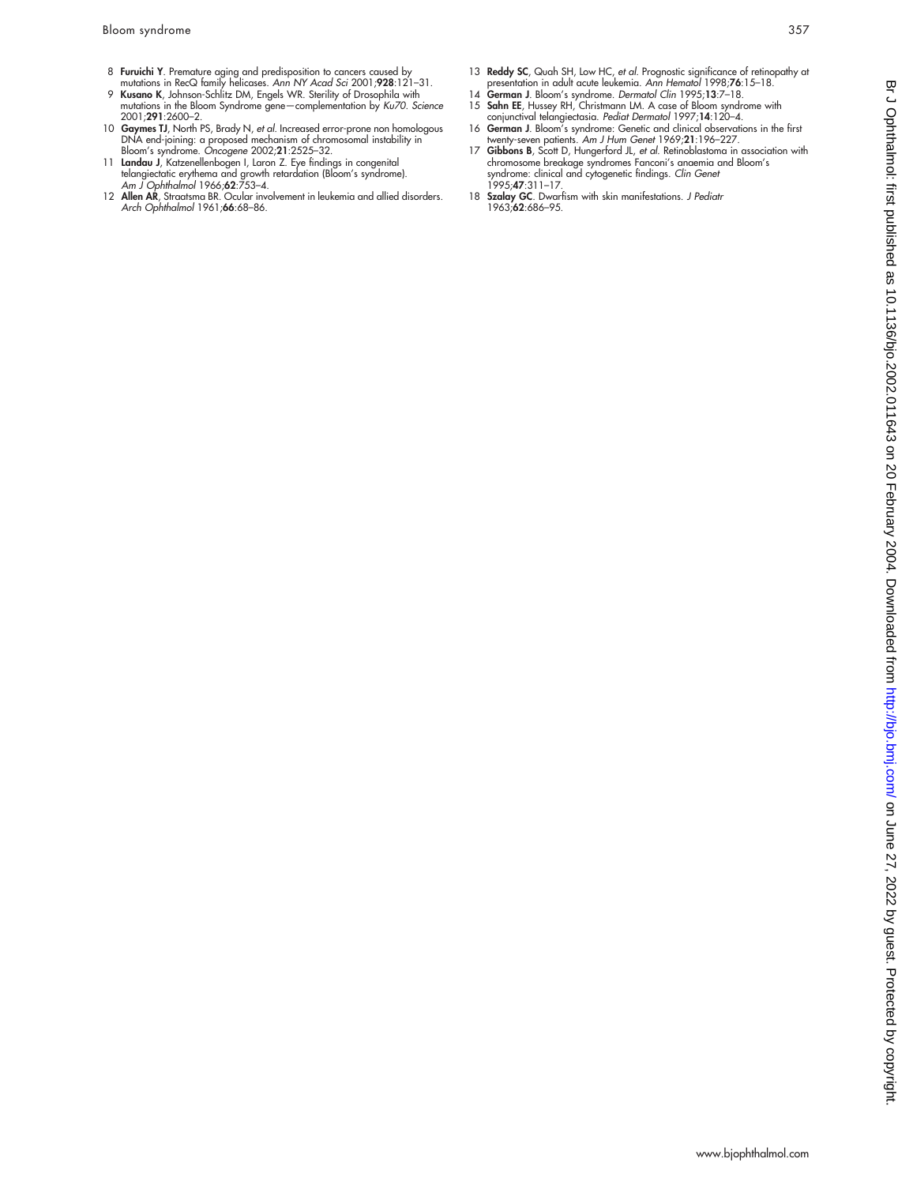8 **Furuichi Y**. Premature aging and predisposition to cancers caused by mutations in RecQ family helicases. *Ann NY Acad Sci* 2001;**928**:121–31.

9 **Kusano K**, Johnson-Schlitz DM, Engels WR. Sterility of Drosophila with mutations in the Bloom Syndrome gene—complementation by *Ku70*. *Science* 2001;**291**:2600–2.

10 **Gaymes TJ**, North PS, Brady N, *et al*. Increased error-prone non homologous DNA end-joining: a proposed mechanism of chromosomal instability in Bloom's syndrome. *Oncogene* 2002;**21**:2525–32.

11 **Landau J**, Katzenellenbogen I, Laron Z. Eye findings in congenital telangiectatic erythema and growth retardation (Bloom's syndrome). *Am J Ophthalmol* 1966;**62**:753–4.

12 **Allen AR**, Straatsma BR. Ocular involvement in leukemia and allied disorders. *Arch Ophthalmol* 1961;**66**:68–86.

13 **Reddy SC**, Quah SH, Low HC, *et al*. Prognostic significance of retinopathy at presentation in adult acute leukemia. *Ann Hematol* 1998;**76**:15–18.

14 **German J**. Bloom's syndrome. *Dermatol Clin* 1995;**13**:7–18.

15 **Sahn EE**, Hussey RH, Christmann LM. A case of Bloom syndrome with conjunctival telangiectasia. *Pediat Dermatol* 1997;**14**:120–4.

16 **German J**. Bloom's syndrome: Genetic and clinical observations in the first twenty-seven patients. *Am J Hum Genet* 1969;**21**:196–227.

17 **Gibbons B**, Scott D, Hungerford JL, *et al*. Retinoblastoma in association with chromosome breakage syndromes Fanconi's anaemia and Bloom's syndrome: clinical and cytogenetic findings. *Clin Genet* 1995;**47**:311–17.

18 **Szalay GC**. Dwarfism with skin manifestations. *J Pediatr* 1963;**62**:686–95.